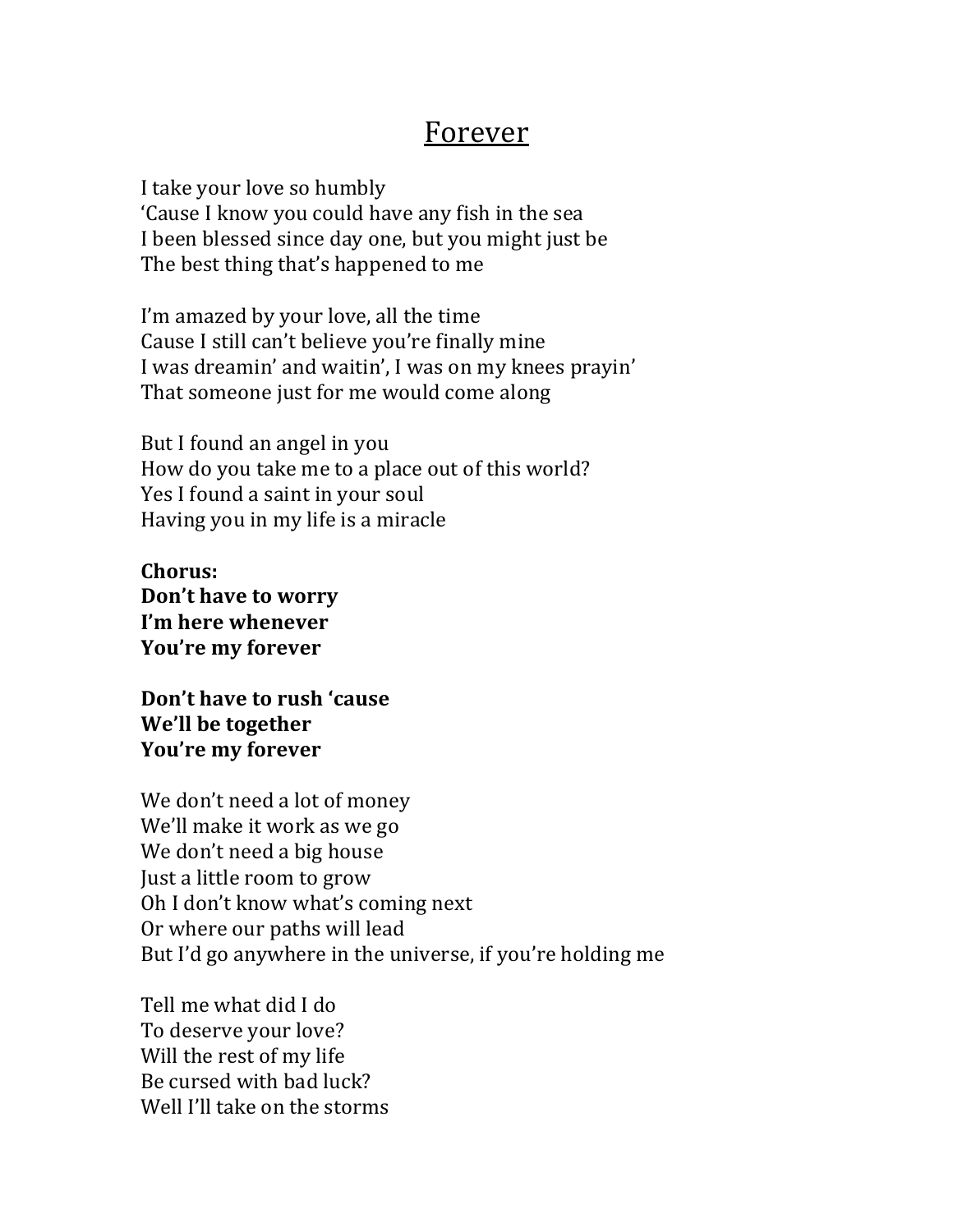# Forever

I take your love so humbly  
'Cause I know you could have any fish in the sea  
I been blessed since day one, but you might just be  
The best thing that's happened to me

I'm amazed by your love, all the time  
Cause I still can't believe you're finally mine  
I was dreamin' and waitin', I was on my knees prayin'  
That someone just for me would come along

But I found an angel in you  
How do you take me to a place out of this world?  
Yes I found a saint in your soul  
Having you in my life is a miracle

**Chorus:**  
**Don't have to worry**  
**I'm here whenever**  
**You're my forever**

**Don't have to rush 'cause**  
**We'll be together**  
**You're my forever**

We don't need a lot of money  
We'll make it work as we go  
We don't need a big house  
Just a little room to grow  
Oh I don't know what's coming next  
Or where our paths will lead  
But I'd go anywhere in the universe, if you're holding me

Tell me what did I do  
To deserve your love?  
Will the rest of my life  
Be cursed with bad luck?  
Well I'll take on the storms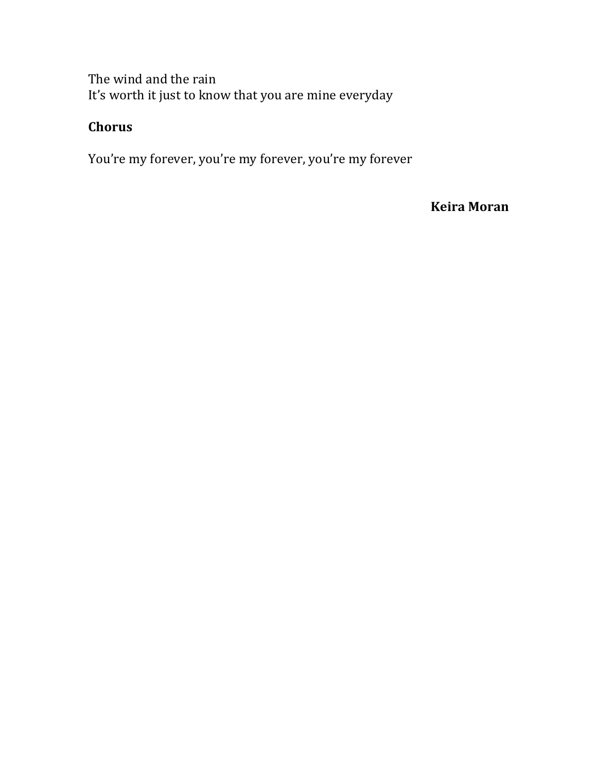The wind and the rain
It's worth it just to know that you are mine everyday

**Chorus**

You're my forever, you're my forever, you're my forever

**Keira Moran**